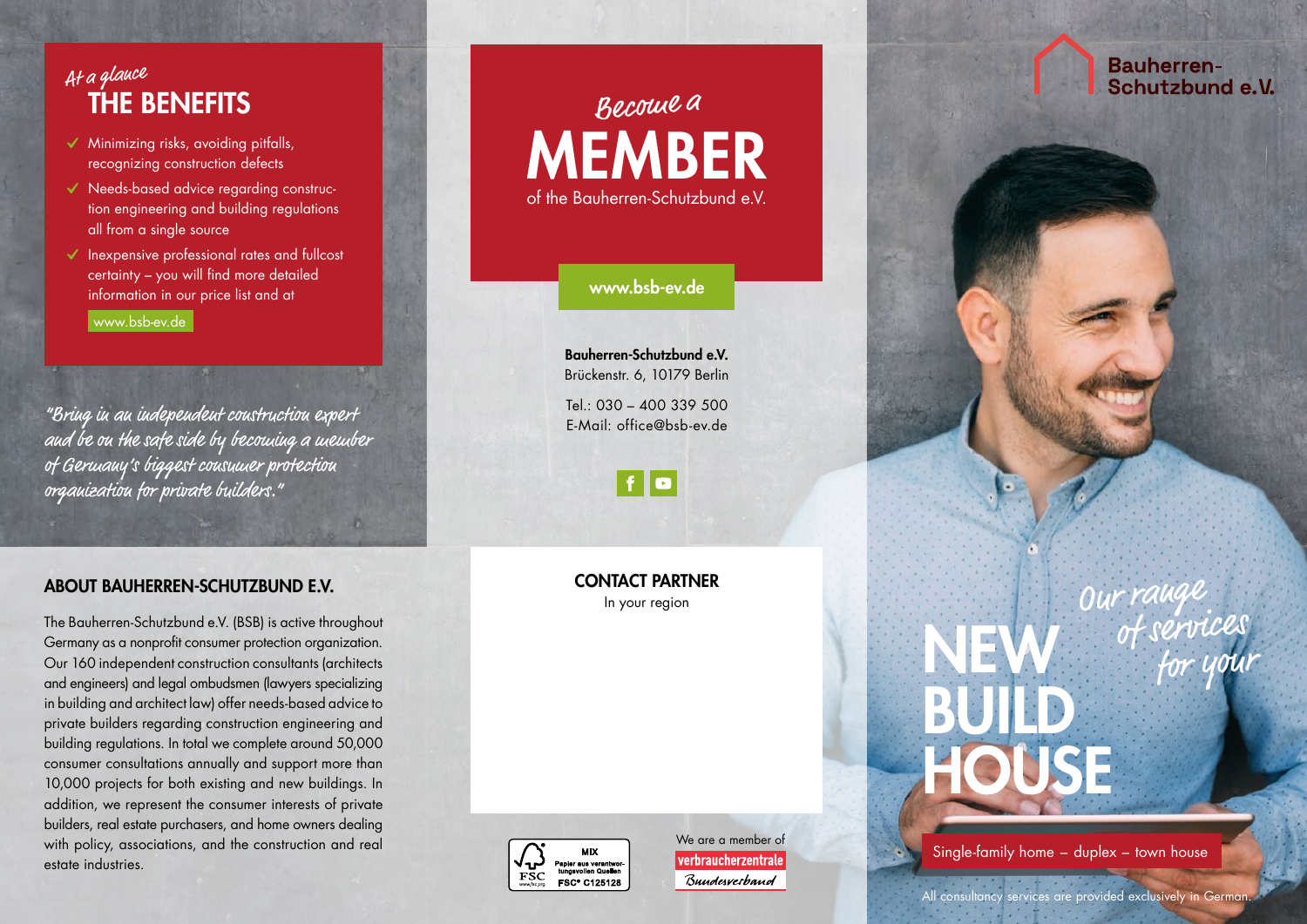*At a glance*

## THE BENEFITS

- Minimizing risks, avoiding pitfalls, recognizing construction defects
- Needs-based advice regarding construction engineering and building regulations all from a single source
- Inexpensive professional rates and fullcost certainty – you will find more detailed information in our price list and at www.bsb-ev.de

*"Bring in an independent construction expert and be on the safe side by becoming a member of Germany's biggest consumer protection organization for private builders."*

## ABOUT BAUHERREN-SCHUTZBUND E.V.

The Bauherren-Schutzbund e.V. (BSB) is active throughout Germany as a nonprofit consumer protection organization. Our 160 independent construction consultants (architects and engineers) and legal ombudsmen (lawyers specializing in building and architect law) offer needs-based advice to private builders regarding construction engineering and building regulations. In total we complete around 50,000 consumer consultations annually and support more than 10,000 projects for both existing and new buildings. In addition, we represent the consumer interests of private builders, real estate purchasers, and home owners dealing with policy, associations, and the construction and real estate industries.

*Become a*

# MEMBER

of the Bauherren-Schutzbund e.V.

www.bsb-ev.de

**Bauherren-Schutzbund e.V.**
Brückenstr. 6, 10179 Berlin

Tel.: 030 – 400 339 500
E-Mail: office@bsb-ev.de

## CONTACT PARTNER

In your region

MIX
Papier aus verantwortungsvollen Quellen
FSC® C125128

We are a member of
verbraucherzentrale
Bundesverband

Bauherren-Schutzbund e.V.

*Our range of services for your*

# NEW BUILD HOUSE

Single-family home – duplex – town house

All consultancy services are provided exclusively in German.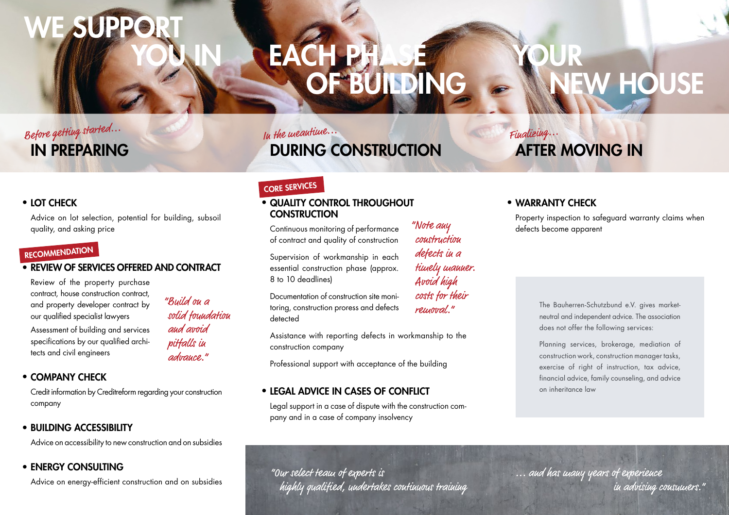# WE SUPPORT YOU IN EACH PHASE OF BUILDING YOUR NEW HOUSE

*Before getting started…*

## IN PREPARING

- **LOT CHECK**

  Advice on lot selection, potential for building, subsoil quality, and asking price

RECOMMENDATION

- **REVIEW OF SERVICES OFFERED AND CONTRACT**

  Review of the property purchase contract, house construction contract, and property developer contract by our qualified specialist lawyers

  Assessment of building and services specifications by our qualified architects and civil engineers

*"Build on a solid foundation and avoid pitfalls in advance."*

- **COMPANY CHECK**

  Credit information by Creditreform regarding your construction company

- **BUILDING ACCESSIBILITY**

  Advice on accessibility to new construction and on subsidies

- **ENERGY CONSULTING**

  Advice on energy-efficient construction and on subsidies

*In the meantime…*

## DURING CONSTRUCTION

CORE SERVICES

- **QUALITY CONTROL THROUGHOUT CONSTRUCTION**

  Continuous monitoring of performance of contract and quality of construction

  Supervision of workmanship in each essential construction phase (approx. 8 to 10 deadlines)

  Documentation of construction site monitoring, construction proress and defects detected

  Assistance with reporting defects in workmanship to the construction company

  Professional support with acceptance of the building

*"Note any construction defects in a timely manner. Avoid high costs for their removal."*

- **LEGAL ADVICE IN CASES OF CONFLICT**

  Legal support in a case of dispute with the construction company and in a case of company insolvency

*Finalizing…*

## AFTER MOVING IN

- **WARRANTY CHECK**

  Property inspection to safeguard warranty claims when defects become apparent

The Bauherren-Schutzbund e.V. gives market-neutral and independent advice. The association does not offer the following services:

Planning services, brokerage, mediation of construction work, construction manager tasks, exercise of right of instruction, tax advice, financial advice, family counseling, and advice on inheritance law

*"Our select team of experts is highly qualified, undertakes continuous training … and has many years of experience in advising consumers."*